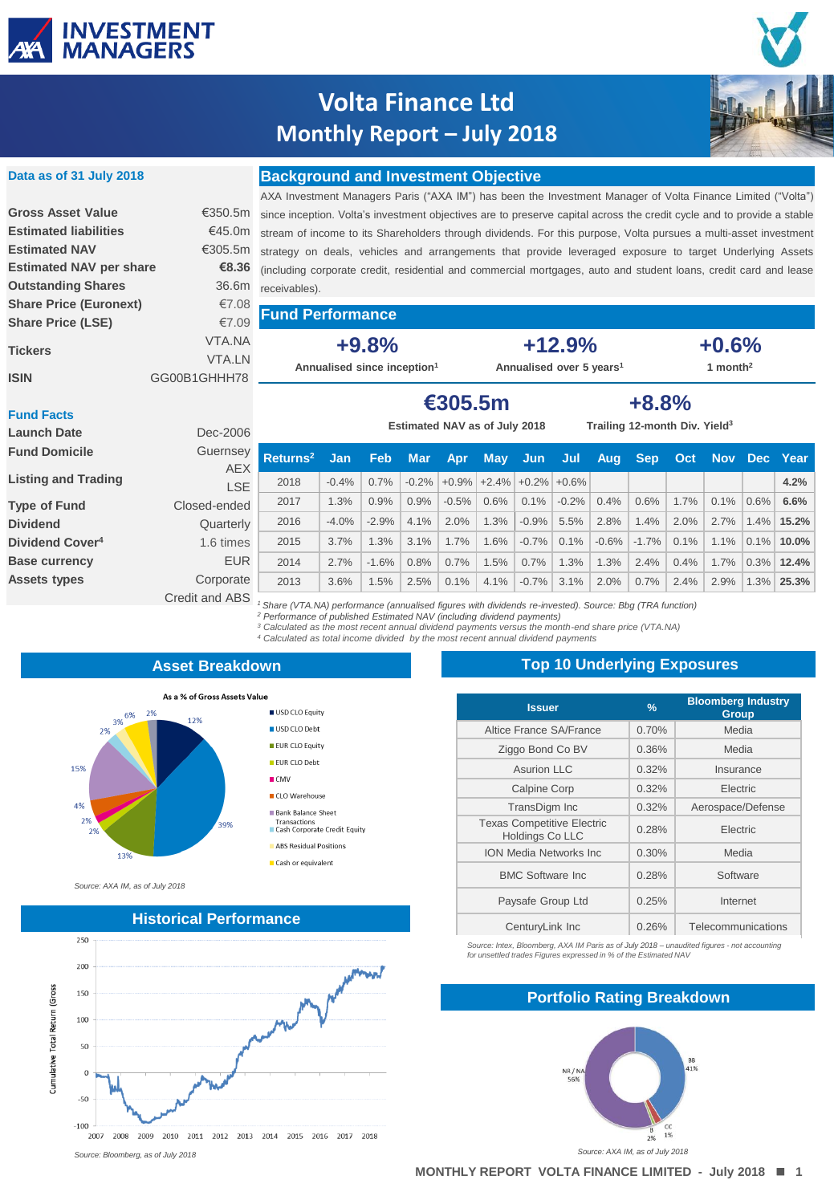# Volta Finance Ltd
# Monthly Report – July 2018

## Data as of 31 July 2018

| | |
|---|---|
| **Gross Asset Value** | €350.5m |
| **Estimated liabilities** | €45.0m |
| **Estimated NAV** | €305.5m |
| **Estimated NAV per share** | **€8.36** |
| **Outstanding Shares** | 36.6m |
| **Share Price (Euronext)** | €7.08 |
| **Share Price (LSE)** | €7.09 |
| **Tickers** | VTA.NA VTA.LN |
| **ISIN** | GG00B1GHHH78 |

## Fund Facts

| | |
|---|---|
| **Launch Date** | Dec-2006 |
| **Fund Domicile** | Guernsey |
| **Listing and Trading** | AEX LSE |
| **Type of Fund** | Closed-ended |
| **Dividend** | Quarterly |
| **Dividend Cover[4]** | 1.6 times |
| **Base currency** | EUR |
| **Assets types** | Corporate Credit and ABS |

## Background and Investment Objective

AXA Investment Managers Paris ("AXA IM") has been the Investment Manager of Volta Finance Limited ("Volta") since inception. Volta's investment objectives are to preserve capital across the credit cycle and to provide a stable stream of income to its Shareholders through dividends. For this purpose, Volta pursues a multi-asset investment strategy on deals, vehicles and arrangements that provide leveraged exposure to target Underlying Assets (including corporate credit, residential and commercial mortgages, auto and student loans, credit card and lease receivables).

## Fund Performance

**+9.8%** Annualised since inception[1]

**+12.9%** Annualised over 5 years[1]

**+0.6%** 1 month[2]

**€305.5m** Estimated NAV as of July 2018

**+8.8%** Trailing 12-month Div. Yield[3]

| Returns[2] | Jan | Feb | Mar | Apr | May | Jun | Jul | Aug | Sep | Oct | Nov | Dec | Year |
|---|---|---|---|---|---|---|---|---|---|---|---|---|---|
| 2018 | -0.4% | 0.7% | -0.2% | +0.9% | +2.4% | +0.2% | +0.6% | | | | | | **4.2%** |
| 2017 | 1.3% | 0.9% | 0.9% | -0.5% | 0.6% | 0.1% | -0.2% | 0.4% | 0.6% | 1.7% | 0.1% | 0.6% | **6.6%** |
| 2016 | -4.0% | -2.9% | 4.1% | 2.0% | 1.3% | -0.9% | 5.5% | 2.8% | 1.4% | 2.0% | 2.7% | 1.4% | **15.2%** |
| 2015 | 3.7% | 1.3% | 3.1% | 1.7% | 1.6% | -0.7% | 0.1% | -0.6% | -1.7% | 0.1% | 1.1% | 0.1% | **10.0%** |
| 2014 | 2.7% | -1.6% | 0.8% | 0.7% | 1.5% | 0.7% | 1.3% | 1.3% | 2.4% | 0.4% | 1.7% | 0.3% | **12.4%** |
| 2013 | 3.6% | 1.5% | 2.5% | 0.1% | 4.1% | -0.7% | 3.1% | 2.0% | 0.7% | 2.4% | 2.9% | 1.3% | **25.3%** |

*[1] Share (VTA.NA) performance (annualised figures with dividends re-invested). Source: Bbg (TRA function)*
*[2] Performance of published Estimated NAV (including dividend payments)*
*[3] Calculated as the most recent annual dividend payments versus the month-end share price (VTA.NA)*
*[4] Calculated as total income divided by the most recent annual dividend payments*

## Asset Breakdown

As a % of Gross Assets Value

- USD CLO Equity
- USD CLO Debt
- EUR CLO Equity
- EUR CLO Debt
- CMV
- CLO Warehouse
- Bank Balance Sheet Transactions
- Cash Corporate Credit Equity
- ABS Residual Positions
- Cash or equivalent

(Chart values: 12%, 39%, 13%, 2%, 2%, 4%, 15%, 2%, 3%, 6%, 2%)

*Source: AXA IM, as of July 2018*

## Historical Performance

(Chart: Cumulative Total Return (Gross), 2007–2018)

*Source: Bloomberg, as of July 2018*

## Top 10 Underlying Exposures

| Issuer | % | Bloomberg Industry Group |
|---|---|---|
| Altice France SA/France | 0.70% | Media |
| Ziggo Bond Co BV | 0.36% | Media |
| Asurion LLC | 0.32% | Insurance |
| Calpine Corp | 0.32% | Electric |
| TransDigm Inc | 0.32% | Aerospace/Defense |
| Texas Competitive Electric Holdings Co LLC | 0.28% | Electric |
| ION Media Networks Inc | 0.30% | Media |
| BMC Software Inc | 0.28% | Software |
| Paysafe Group Ltd | 0.25% | Internet |
| CenturyLink Inc | 0.26% | Telecommunications |

*Source: Intex, Bloomberg, AXA IM Paris as of July 2018 – unaudited figures - not accounting for unsettled trades Figures expressed in % of the Estimated NAV*

## Portfolio Rating Breakdown

(Chart: NR / NA 56%, BB 41%, B 2%, CC 1%)

*Source: AXA IM, as of July 2018*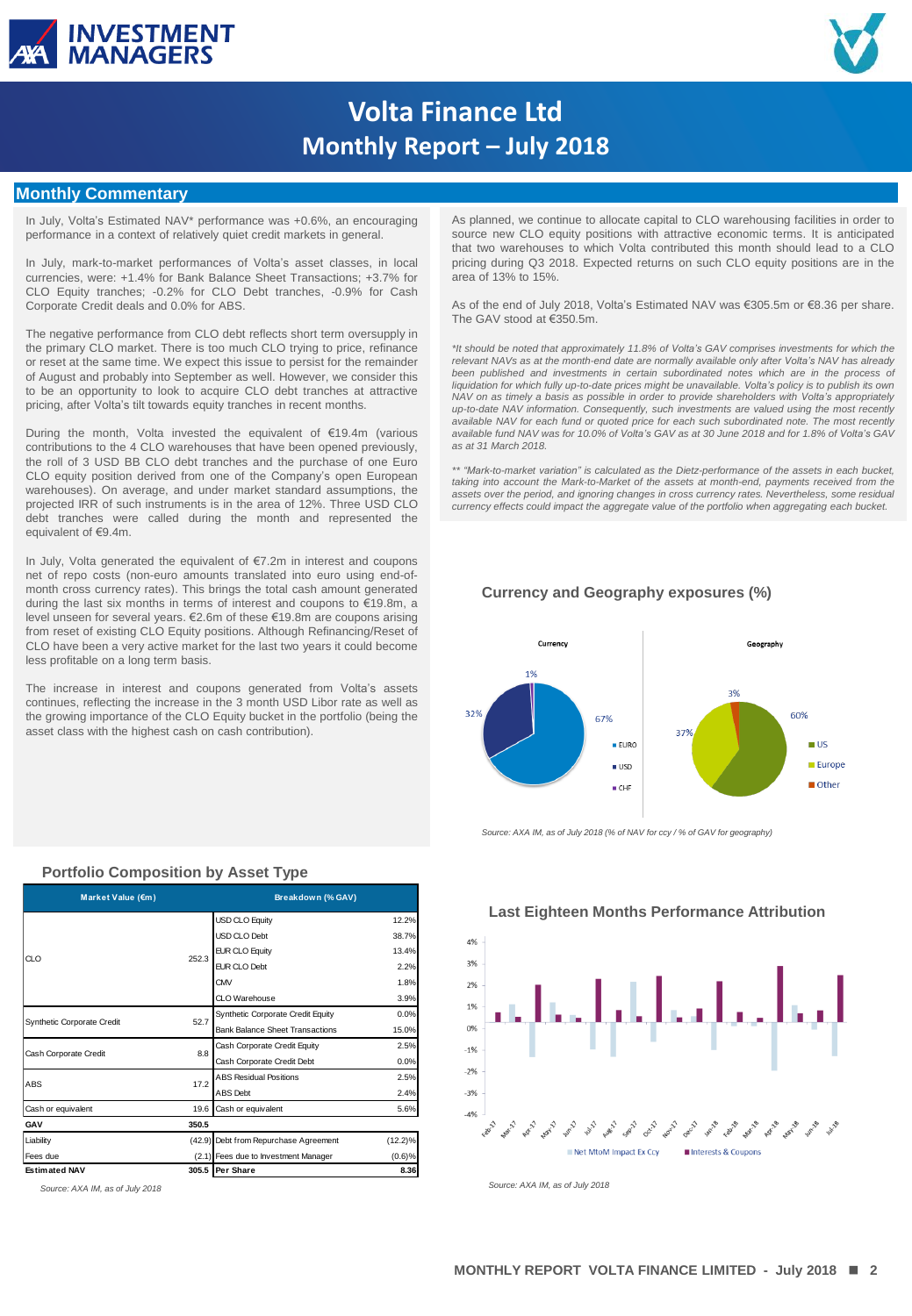# Volta Finance Ltd
## Monthly Report – July 2018

## Monthly Commentary

In July, Volta's Estimated NAV* performance was +0.6%, an encouraging performance in a context of relatively quiet credit markets in general.

In July, mark-to-market performances of Volta's asset classes, in local currencies, were: +1.4% for Bank Balance Sheet Transactions; +3.7% for CLO Equity tranches; -0.2% for CLO Debt tranches, -0.9% for Cash Corporate Credit deals and 0.0% for ABS.

The negative performance from CLO debt reflects short term oversupply in the primary CLO market. There is too much CLO trying to price, refinance or reset at the same time. We expect this issue to persist for the remainder of August and probably into September as well. However, we consider this to be an opportunity to look to acquire CLO debt tranches at attractive pricing, after Volta's tilt towards equity tranches in recent months.

During the month, Volta invested the equivalent of €19.4m (various contributions to the 4 CLO warehouses that have been opened previously, the roll of 3 USD BB CLO debt tranches and the purchase of one Euro CLO equity position derived from one of the Company's open European warehouses). On average, and under market standard assumptions, the projected IRR of such instruments is in the area of 12%. Three USD CLO debt tranches were called during the month and represented the equivalent of €9.4m.

In July, Volta generated the equivalent of €7.2m in interest and coupons net of repo costs (non-euro amounts translated into euro using end-of-month cross currency rates). This brings the total cash amount generated during the last six months in terms of interest and coupons to €19.8m, a level unseen for several years. €2.6m of these €19.8m are coupons arising from reset of existing CLO Equity positions. Although Refinancing/Reset of CLO have been a very active market for the last two years it could become less profitable on a long term basis.

The increase in interest and coupons generated from Volta's assets continues, reflecting the increase in the 3 month USD Libor rate as well as the growing importance of the CLO Equity bucket in the portfolio (being the asset class with the highest cash on cash contribution).

As planned, we continue to allocate capital to CLO warehousing facilities in order to source new CLO equity positions with attractive economic terms. It is anticipated that two warehouses to which Volta contributed this month should lead to a CLO pricing during Q3 2018. Expected returns on such CLO equity positions are in the area of 13% to 15%.

As of the end of July 2018, Volta's Estimated NAV was €305.5m or €8.36 per share. The GAV stood at €350.5m.

*\*It should be noted that approximately 11.8% of Volta's GAV comprises investments for which the relevant NAVs as at the month-end date are normally available only after Volta's NAV has already been published and investments in certain subordinated notes which are in the process of liquidation for which fully up-to-date prices might be unavailable. Volta's policy is to publish its own NAV on as timely a basis as possible in order to provide shareholders with Volta's appropriately up-to-date NAV information. Consequently, such investments are valued using the most recently available NAV for each fund or quoted price for each such subordinated note. The most recently available fund NAV was for 10.0% of Volta's GAV as at 30 June 2018 and for 1.8% of Volta's GAV as at 31 March 2018.*

*\*\* "Mark-to-market variation" is calculated as the Dietz-performance of the assets in each bucket, taking into account the Mark-to-Market of the assets at month-end, payments received from the assets over the period, and ignoring changes in cross currency rates. Nevertheless, some residual currency effects could impact the aggregate value of the portfolio when aggregating each bucket.*

### Currency and Geography exposures (%)

**Currency:** EURO 67%, USD 32%, CHF 1%

**Geography:** US 60%, Europe 37%, Other 3%

*Source: AXA IM, as of July 2018 (% of NAV for ccy / % of GAV for geography)*

### Portfolio Composition by Asset Type

| Market Value (€m) | | Breakdown (% GAV) | |
|---|---|---|---|
| CLO | 252.3 | USD CLO Equity | 12.2% |
| | | USD CLO Debt | 38.7% |
| | | EUR CLO Equity | 13.4% |
| | | EUR CLO Debt | 2.2% |
| | | CMV | 1.8% |
| | | CLO Warehouse | 3.9% |
| Synthetic Corporate Credit | 52.7 | Synthetic Corporate Credit Equity | 0.0% |
| | | Bank Balance Sheet Transactions | 15.0% |
| Cash Corporate Credit | 8.8 | Cash Corporate Credit Equity | 2.5% |
| | | Cash Corporate Credit Debt | 0.0% |
| ABS | 17.2 | ABS Residual Positions | 2.5% |
| | | ABS Debt | 2.4% |
| Cash or equivalent | 19.6 | Cash or equivalent | 5.6% |
| **GAV** | **350.5** | | |
| Liability | (42.9) | Debt from Repurchase Agreement | (12.2)% |
| Fees due | (2.1) | Fees due to Investment Manager | (0.6)% |
| **Estimated NAV** | **305.5** | **Per Share** | **8.36** |

*Source: AXA IM, as of July 2018*

### Last Eighteen Months Performance Attribution

Legend: Net MtoM Impact Ex Ccy; Interests & Coupons

*Source: AXA IM, as of July 2018*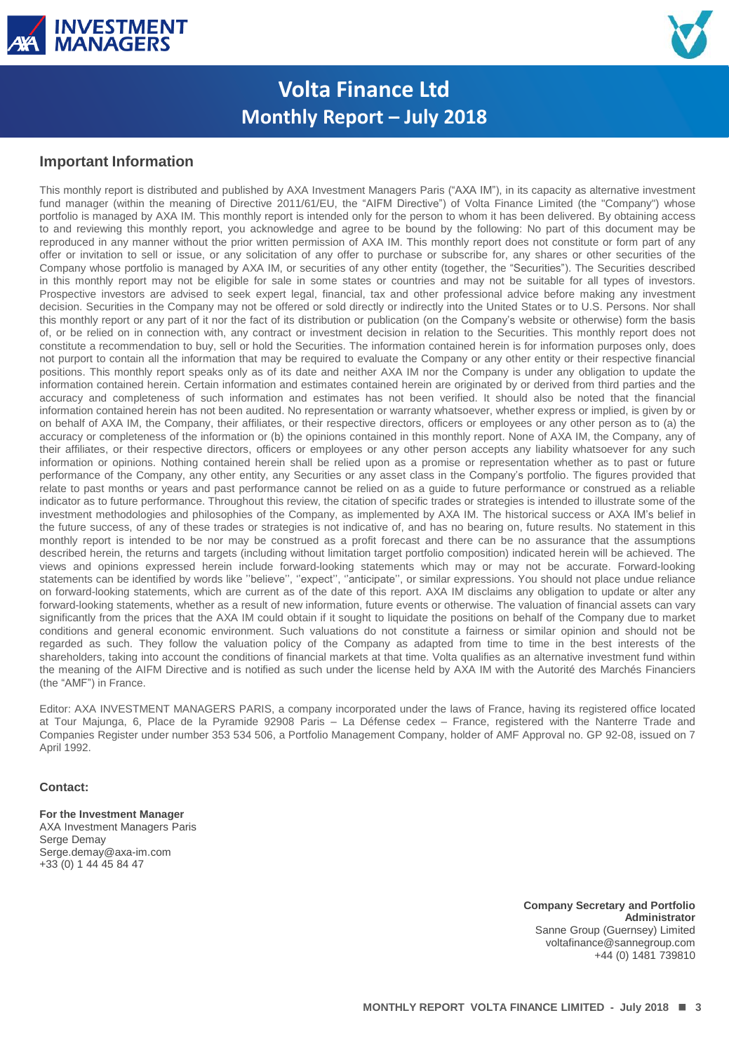# Volta Finance Ltd
## Monthly Report – July 2018

### Important Information

This monthly report is distributed and published by AXA Investment Managers Paris ("AXA IM"), in its capacity as alternative investment fund manager (within the meaning of Directive 2011/61/EU, the "AIFM Directive") of Volta Finance Limited (the "Company") whose portfolio is managed by AXA IM. This monthly report is intended only for the person to whom it has been delivered. By obtaining access to and reviewing this monthly report, you acknowledge and agree to be bound by the following: No part of this document may be reproduced in any manner without the prior written permission of AXA IM. This monthly report does not constitute or form part of any offer or invitation to sell or issue, or any solicitation of any offer to purchase or subscribe for, any shares or other securities of the Company whose portfolio is managed by AXA IM, or securities of any other entity (together, the "Securities"). The Securities described in this monthly report may not be eligible for sale in some states or countries and may not be suitable for all types of investors. Prospective investors are advised to seek expert legal, financial, tax and other professional advice before making any investment decision. Securities in the Company may not be offered or sold directly or indirectly into the United States or to U.S. Persons. Nor shall this monthly report or any part of it nor the fact of its distribution or publication (on the Company's website or otherwise) form the basis of, or be relied on in connection with, any contract or investment decision in relation to the Securities. This monthly report does not constitute a recommendation to buy, sell or hold the Securities. The information contained herein is for information purposes only, does not purport to contain all the information that may be required to evaluate the Company or any other entity or their respective financial positions. This monthly report speaks only as of its date and neither AXA IM nor the Company is under any obligation to update the information contained herein. Certain information and estimates contained herein are originated by or derived from third parties and the accuracy and completeness of such information and estimates has not been verified. It should also be noted that the financial information contained herein has not been audited. No representation or warranty whatsoever, whether express or implied, is given by or on behalf of AXA IM, the Company, their affiliates, or their respective directors, officers or employees or any other person as to (a) the accuracy or completeness of the information or (b) the opinions contained in this monthly report. None of AXA IM, the Company, any of their affiliates, or their respective directors, officers or employees or any other person accepts any liability whatsoever for any such information or opinions. Nothing contained herein shall be relied upon as a promise or representation whether as to past or future performance of the Company, any other entity, any Securities or any asset class in the Company's portfolio. The figures provided that relate to past months or years and past performance cannot be relied on as a guide to future performance or construed as a reliable indicator as to future performance. Throughout this review, the citation of specific trades or strategies is intended to illustrate some of the investment methodologies and philosophies of the Company, as implemented by AXA IM. The historical success or AXA IM's belief in the future success, of any of these trades or strategies is not indicative of, and has no bearing on, future results. No statement in this monthly report is intended to be nor may be construed as a profit forecast and there can be no assurance that the assumptions described herein, the returns and targets (including without limitation target portfolio composition) indicated herein will be achieved. The views and opinions expressed herein include forward-looking statements which may or may not be accurate. Forward-looking statements can be identified by words like ''believe'', ''expect'', ''anticipate'', or similar expressions. You should not place undue reliance on forward-looking statements, which are current as of the date of this report. AXA IM disclaims any obligation to update or alter any forward-looking statements, whether as a result of new information, future events or otherwise. The valuation of financial assets can vary significantly from the prices that the AXA IM could obtain if it sought to liquidate the positions on behalf of the Company due to market conditions and general economic environment. Such valuations do not constitute a fairness or similar opinion and should not be regarded as such. They follow the valuation policy of the Company as adapted from time to time in the best interests of the shareholders, taking into account the conditions of financial markets at that time. Volta qualifies as an alternative investment fund within the meaning of the AIFM Directive and is notified as such under the license held by AXA IM with the Autorité des Marchés Financiers (the "AMF") in France.

Editor: AXA INVESTMENT MANAGERS PARIS, a company incorporated under the laws of France, having its registered office located at Tour Majunga, 6, Place de la Pyramide 92908 Paris – La Défense cedex – France, registered with the Nanterre Trade and Companies Register under number 353 534 506, a Portfolio Management Company, holder of AMF Approval no. GP 92-08, issued on 7 April 1992.

### Contact:

**For the Investment Manager**
AXA Investment Managers Paris
Serge Demay
Serge.demay@axa-im.com
+33 (0) 1 44 45 84 47

**Company Secretary and Portfolio Administrator**
Sanne Group (Guernsey) Limited
voltafinance@sannegroup.com
+44 (0) 1481 739810